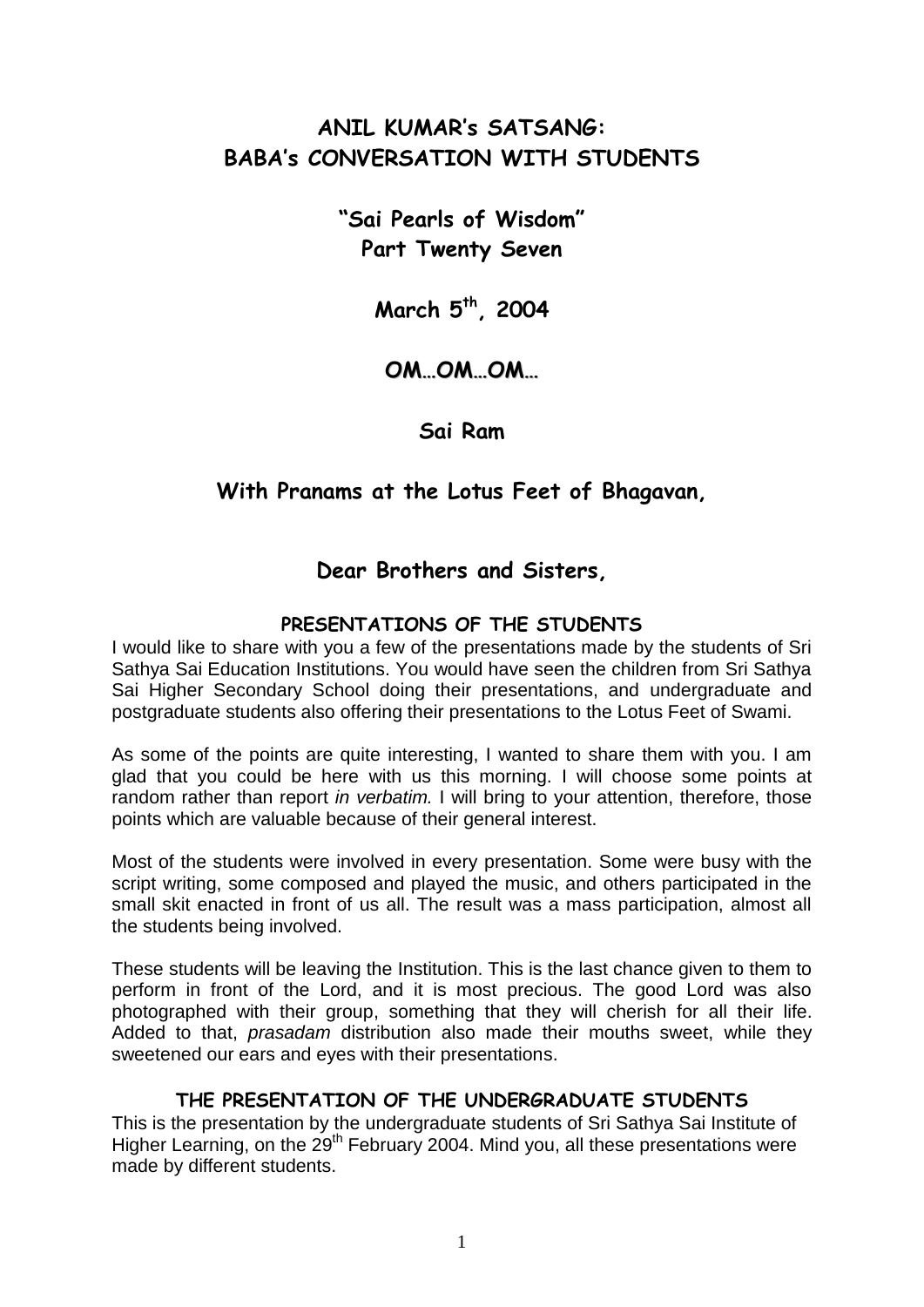# ANIL KUMAR's SATSANG:
# BABA's CONVERSATION WITH STUDENTS

## "Sai Pearls of Wisdom"
## Part Twenty Seven

**March 5th, 2004**

**OM…OM…OM…**

**Sai Ram**

**With Pranams at the Lotus Feet of Bhagavan,**

**Dear Brothers and Sisters,**

### PRESENTATIONS OF THE STUDENTS

I would like to share with you a few of the presentations made by the students of Sri Sathya Sai Education Institutions. You would have seen the children from Sri Sathya Sai Higher Secondary School doing their presentations, and undergraduate and postgraduate students also offering their presentations to the Lotus Feet of Swami.

As some of the points are quite interesting, I wanted to share them with you. I am glad that you could be here with us this morning. I will choose some points at random rather than report *in verbatim.* I will bring to your attention, therefore, those points which are valuable because of their general interest.

Most of the students were involved in every presentation. Some were busy with the script writing, some composed and played the music, and others participated in the small skit enacted in front of us all. The result was a mass participation, almost all the students being involved.

These students will be leaving the Institution. This is the last chance given to them to perform in front of the Lord, and it is most precious. The good Lord was also photographed with their group, something that they will cherish for all their life. Added to that, *prasadam* distribution also made their mouths sweet, while they sweetened our ears and eyes with their presentations.

### THE PRESENTATION OF THE UNDERGRADUATE STUDENTS

This is the presentation by the undergraduate students of Sri Sathya Sai Institute of Higher Learning, on the 29th February 2004. Mind you, all these presentations were made by different students.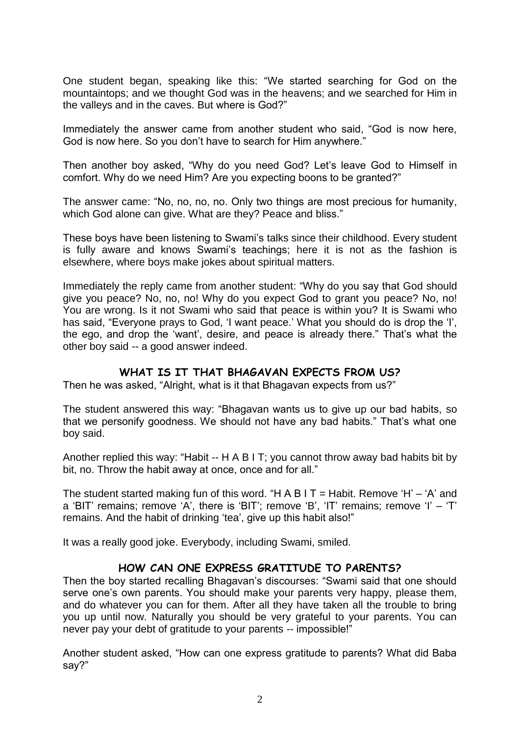One student began, speaking like this: “We started searching for God on the mountaintops; and we thought God was in the heavens; and we searched for Him in the valleys and in the caves. But where is God?”

Immediately the answer came from another student who said, “God is now here, God is now here. So you don’t have to search for Him anywhere.”

Then another boy asked, “Why do you need God? Let’s leave God to Himself in comfort. Why do we need Him? Are you expecting boons to be granted?”

The answer came: “No, no, no, no. Only two things are most precious for humanity, which God alone can give. What are they? Peace and bliss.”

These boys have been listening to Swami’s talks since their childhood. Every student is fully aware and knows Swami’s teachings; here it is not as the fashion is elsewhere, where boys make jokes about spiritual matters.

Immediately the reply came from another student: “Why do you say that God should give you peace? No, no, no! Why do you expect God to grant you peace? No, no! You are wrong. Is it not Swami who said that peace is within you? It is Swami who has said, “Everyone prays to God, ‘I want peace.’ What you should do is drop the ‘I’, the ego, and drop the ‘want’, desire, and peace is already there.” That’s what the other boy said -- a good answer indeed.

## WHAT IS IT THAT BHAGAVAN EXPECTS FROM US?

Then he was asked, “Alright, what is it that Bhagavan expects from us?”

The student answered this way: “Bhagavan wants us to give up our bad habits, so that we personify goodness. We should not have any bad habits.” That’s what one boy said.

Another replied this way: “Habit -- H A B I T; you cannot throw away bad habits bit by bit, no. Throw the habit away at once, once and for all.”

The student started making fun of this word. “H A B I T = Habit. Remove ‘H’ – ‘A’ and a ‘BIT’ remains; remove ‘A’, there is ‘BIT’; remove ‘B’, ‘IT’ remains; remove ‘I’ – ‘T’ remains. And the habit of drinking ‘tea’, give up this habit also!”

It was a really good joke. Everybody, including Swami, smiled.

## HOW CAN ONE EXPRESS GRATITUDE TO PARENTS?

Then the boy started recalling Bhagavan’s discourses: “Swami said that one should serve one’s own parents. You should make your parents very happy, please them, and do whatever you can for them. After all they have taken all the trouble to bring you up until now. Naturally you should be very grateful to your parents. You can never pay your debt of gratitude to your parents -- impossible!”

Another student asked, “How can one express gratitude to parents? What did Baba say?”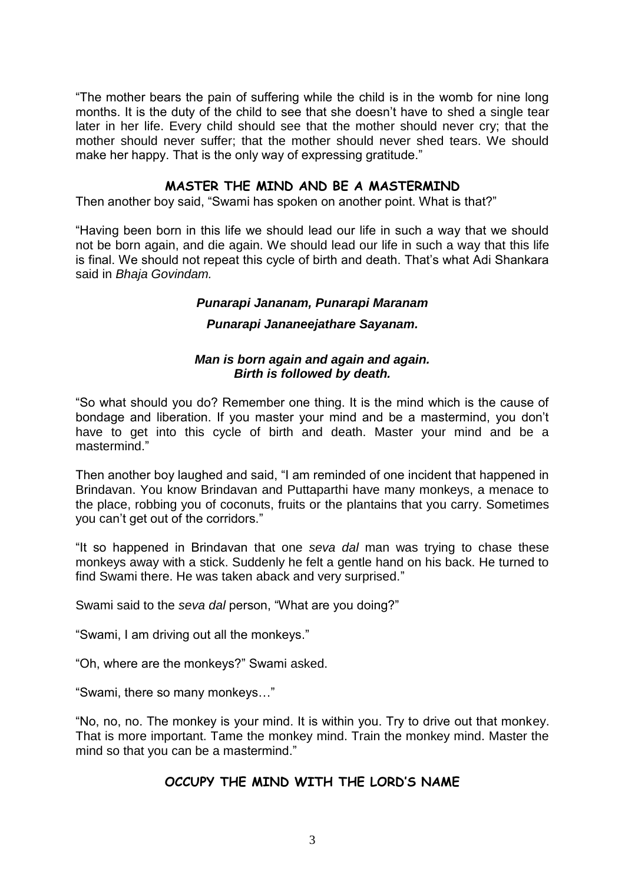"The mother bears the pain of suffering while the child is in the womb for nine long months. It is the duty of the child to see that she doesn't have to shed a single tear later in her life. Every child should see that the mother should never cry; that the mother should never suffer; that the mother should never shed tears. We should make her happy. That is the only way of expressing gratitude."

## MASTER THE MIND AND BE A MASTERMIND

Then another boy said, "Swami has spoken on another point. What is that?"

"Having been born in this life we should lead our life in such a way that we should not be born again, and die again. We should lead our life in such a way that this life is final. We should not repeat this cycle of birth and death. That's what Adi Shankara said in *Bhaja Govindam.*

***Punarapi Jananam, Punarapi Maranam***

***Punarapi Jananeejathare Sayanam.***

***Man is born again and again and again.***
***Birth is followed by death.***

"So what should you do? Remember one thing. It is the mind which is the cause of bondage and liberation. If you master your mind and be a mastermind, you don't have to get into this cycle of birth and death. Master your mind and be a mastermind."

Then another boy laughed and said, "I am reminded of one incident that happened in Brindavan. You know Brindavan and Puttaparthi have many monkeys, a menace to the place, robbing you of coconuts, fruits or the plantains that you carry. Sometimes you can't get out of the corridors."

"It so happened in Brindavan that one *seva dal* man was trying to chase these monkeys away with a stick. Suddenly he felt a gentle hand on his back. He turned to find Swami there. He was taken aback and very surprised."

Swami said to the *seva dal* person, "What are you doing?"

"Swami, I am driving out all the monkeys."

"Oh, where are the monkeys?" Swami asked.

"Swami, there so many monkeys…"

"No, no, no. The monkey is your mind. It is within you. Try to drive out that monkey. That is more important. Tame the monkey mind. Train the monkey mind. Master the mind so that you can be a mastermind."

## OCCUPY THE MIND WITH THE LORD'S NAME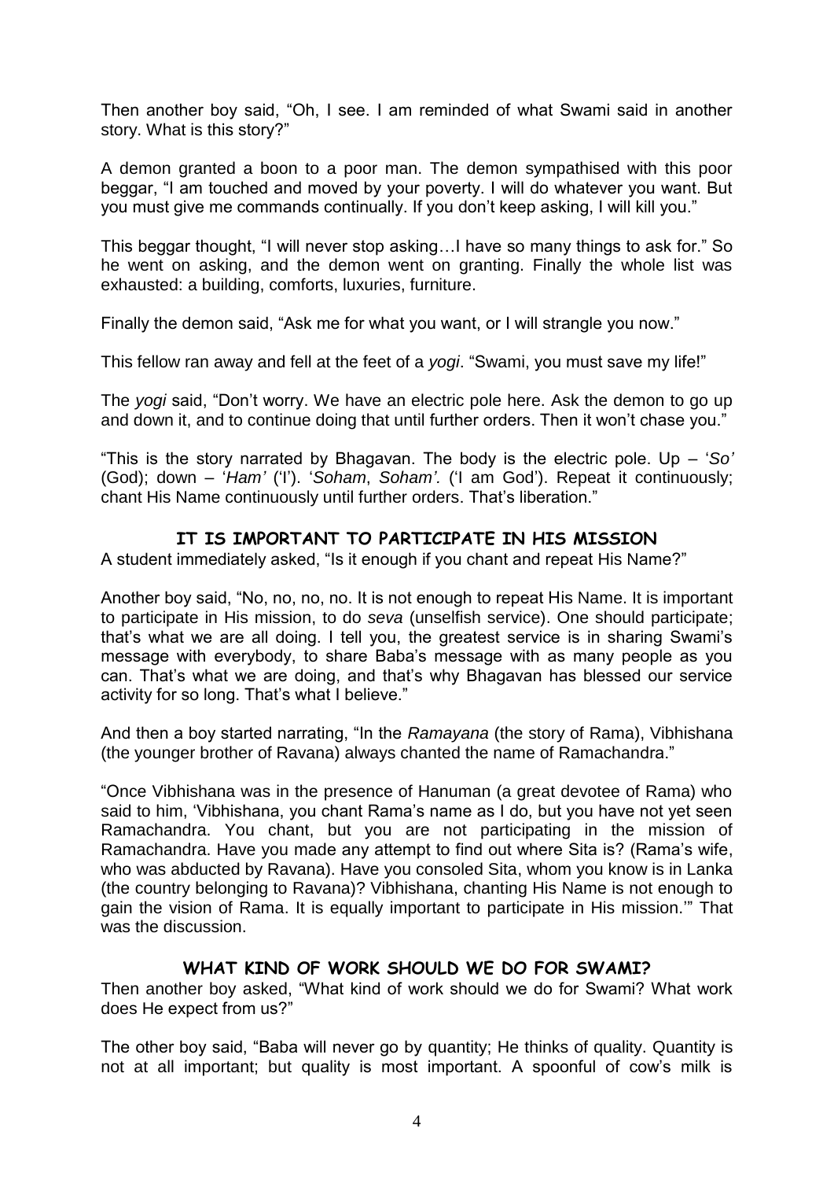Then another boy said, "Oh, I see. I am reminded of what Swami said in another story. What is this story?"

A demon granted a boon to a poor man. The demon sympathised with this poor beggar, "I am touched and moved by your poverty. I will do whatever you want. But you must give me commands continually. If you don't keep asking, I will kill you."

This beggar thought, "I will never stop asking…I have so many things to ask for." So he went on asking, and the demon went on granting. Finally the whole list was exhausted: a building, comforts, luxuries, furniture.

Finally the demon said, "Ask me for what you want, or I will strangle you now."

This fellow ran away and fell at the feet of a *yogi*. "Swami, you must save my life!"

The *yogi* said, "Don't worry. We have an electric pole here. Ask the demon to go up and down it, and to continue doing that until further orders. Then it won't chase you."

"This is the story narrated by Bhagavan. The body is the electric pole. Up – '*So'* (God); down – '*Ham'* ('I'). '*Soham*, *Soham'*. ('I am God'). Repeat it continuously; chant His Name continuously until further orders. That's liberation."

## IT IS IMPORTANT TO PARTICIPATE IN HIS MISSION

A student immediately asked, "Is it enough if you chant and repeat His Name?"

Another boy said, "No, no, no, no. It is not enough to repeat His Name. It is important to participate in His mission, to do *seva* (unselfish service). One should participate; that's what we are all doing. I tell you, the greatest service is in sharing Swami's message with everybody, to share Baba's message with as many people as you can. That's what we are doing, and that's why Bhagavan has blessed our service activity for so long. That's what I believe."

And then a boy started narrating, "In the *Ramayana* (the story of Rama), Vibhishana (the younger brother of Ravana) always chanted the name of Ramachandra."

"Once Vibhishana was in the presence of Hanuman (a great devotee of Rama) who said to him, 'Vibhishana, you chant Rama's name as I do, but you have not yet seen Ramachandra. You chant, but you are not participating in the mission of Ramachandra. Have you made any attempt to find out where Sita is? (Rama's wife, who was abducted by Ravana). Have you consoled Sita, whom you know is in Lanka (the country belonging to Ravana)? Vibhishana, chanting His Name is not enough to gain the vision of Rama. It is equally important to participate in His mission.'" That was the discussion.

## WHAT KIND OF WORK SHOULD WE DO FOR SWAMI?

Then another boy asked, "What kind of work should we do for Swami? What work does He expect from us?"

The other boy said, "Baba will never go by quantity; He thinks of quality. Quantity is not at all important; but quality is most important. A spoonful of cow's milk is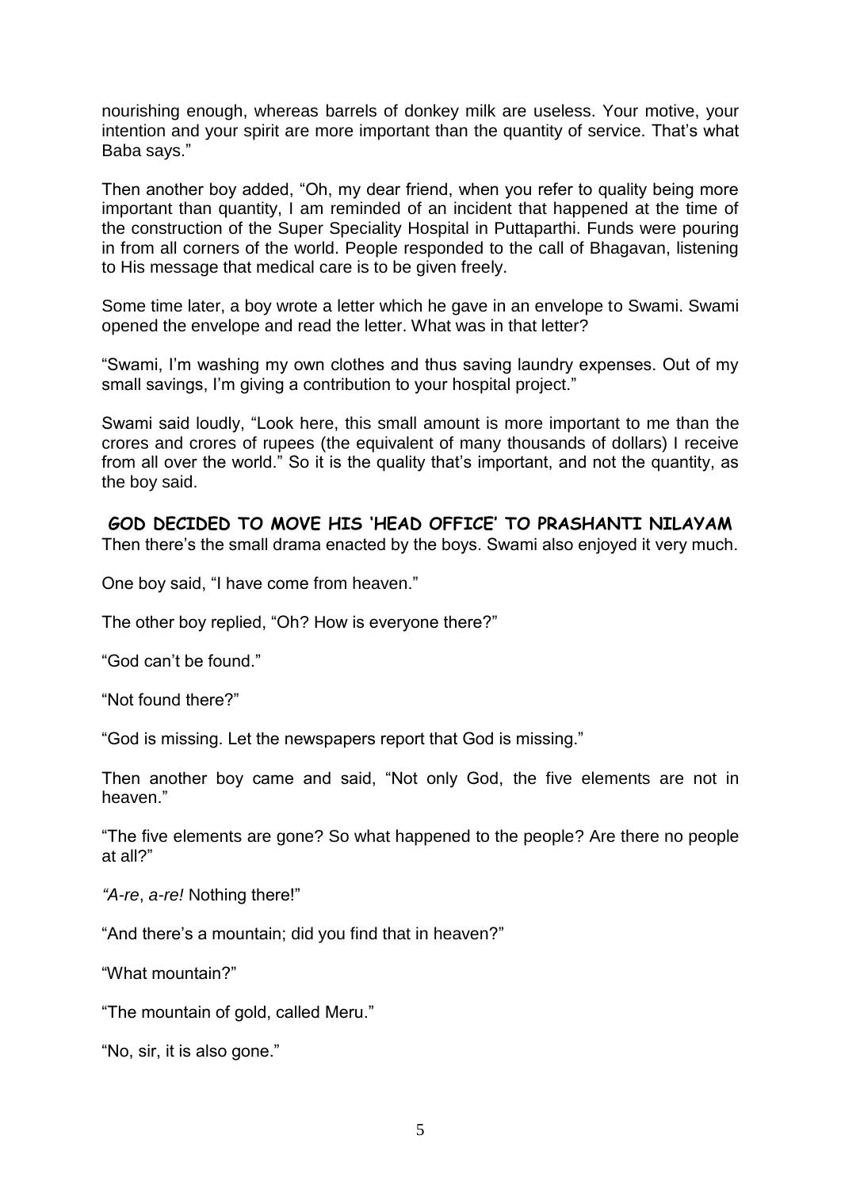nourishing enough, whereas barrels of donkey milk are useless. Your motive, your intention and your spirit are more important than the quantity of service. That's what Baba says."

Then another boy added, "Oh, my dear friend, when you refer to quality being more important than quantity, I am reminded of an incident that happened at the time of the construction of the Super Speciality Hospital in Puttaparthi. Funds were pouring in from all corners of the world. People responded to the call of Bhagavan, listening to His message that medical care is to be given freely.

Some time later, a boy wrote a letter which he gave in an envelope to Swami. Swami opened the envelope and read the letter. What was in that letter?

"Swami, I'm washing my own clothes and thus saving laundry expenses. Out of my small savings, I'm giving a contribution to your hospital project."

Swami said loudly, "Look here, this small amount is more important to me than the crores and crores of rupees (the equivalent of many thousands of dollars) I receive from all over the world." So it is the quality that's important, and not the quantity, as the boy said.

## GOD DECIDED TO MOVE HIS 'HEAD OFFICE' TO PRASHANTI NILAYAM

Then there's the small drama enacted by the boys. Swami also enjoyed it very much.

One boy said, "I have come from heaven."

The other boy replied, "Oh? How is everyone there?"

"God can't be found."

"Not found there?"

"God is missing. Let the newspapers report that God is missing."

Then another boy came and said, "Not only God, the five elements are not in heaven."

"The five elements are gone? So what happened to the people? Are there no people at all?"

*"A-re*, *a-re!* Nothing there!"

"And there's a mountain; did you find that in heaven?"

"What mountain?"

"The mountain of gold, called Meru."

"No, sir, it is also gone."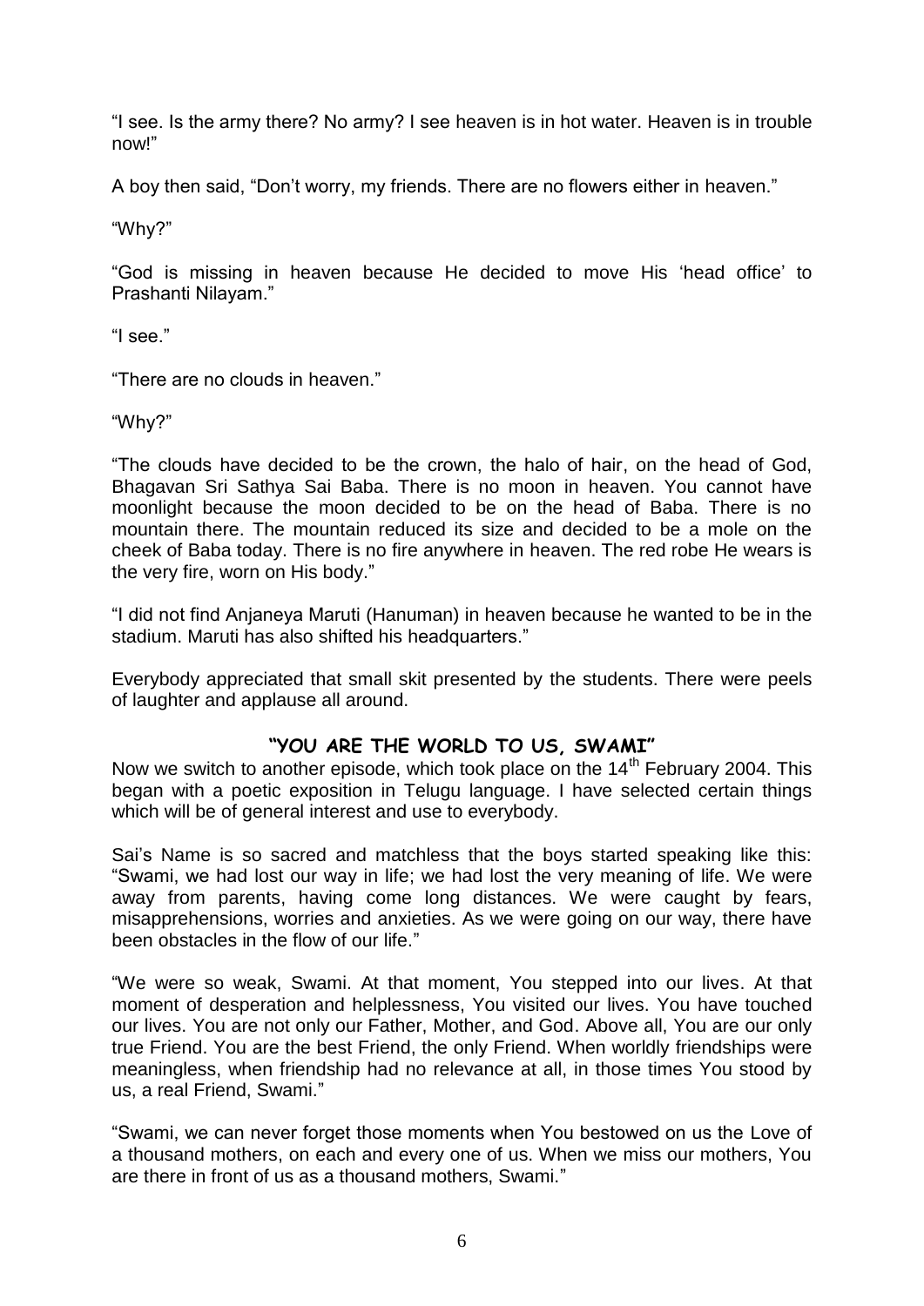"I see. Is the army there? No army? I see heaven is in hot water. Heaven is in trouble now!"

A boy then said, "Don't worry, my friends. There are no flowers either in heaven."

"Why?"

"God is missing in heaven because He decided to move His 'head office' to Prashanti Nilayam."

"I see."

"There are no clouds in heaven."

"Why?"

"The clouds have decided to be the crown, the halo of hair, on the head of God, Bhagavan Sri Sathya Sai Baba. There is no moon in heaven. You cannot have moonlight because the moon decided to be on the head of Baba. There is no mountain there. The mountain reduced its size and decided to be a mole on the cheek of Baba today. There is no fire anywhere in heaven. The red robe He wears is the very fire, worn on His body."

"I did not find Anjaneya Maruti (Hanuman) in heaven because he wanted to be in the stadium. Maruti has also shifted his headquarters."

Everybody appreciated that small skit presented by the students. There were peels of laughter and applause all around.

## "YOU ARE THE WORLD TO US, SWAMI"

Now we switch to another episode, which took place on the 14th February 2004. This began with a poetic exposition in Telugu language. I have selected certain things which will be of general interest and use to everybody.

Sai's Name is so sacred and matchless that the boys started speaking like this: "Swami, we had lost our way in life; we had lost the very meaning of life. We were away from parents, having come long distances. We were caught by fears, misapprehensions, worries and anxieties. As we were going on our way, there have been obstacles in the flow of our life."

"We were so weak, Swami. At that moment, You stepped into our lives. At that moment of desperation and helplessness, You visited our lives. You have touched our lives. You are not only our Father, Mother, and God. Above all, You are our only true Friend. You are the best Friend, the only Friend. When worldly friendships were meaningless, when friendship had no relevance at all, in those times You stood by us, a real Friend, Swami."

"Swami, we can never forget those moments when You bestowed on us the Love of a thousand mothers, on each and every one of us. When we miss our mothers, You are there in front of us as a thousand mothers, Swami."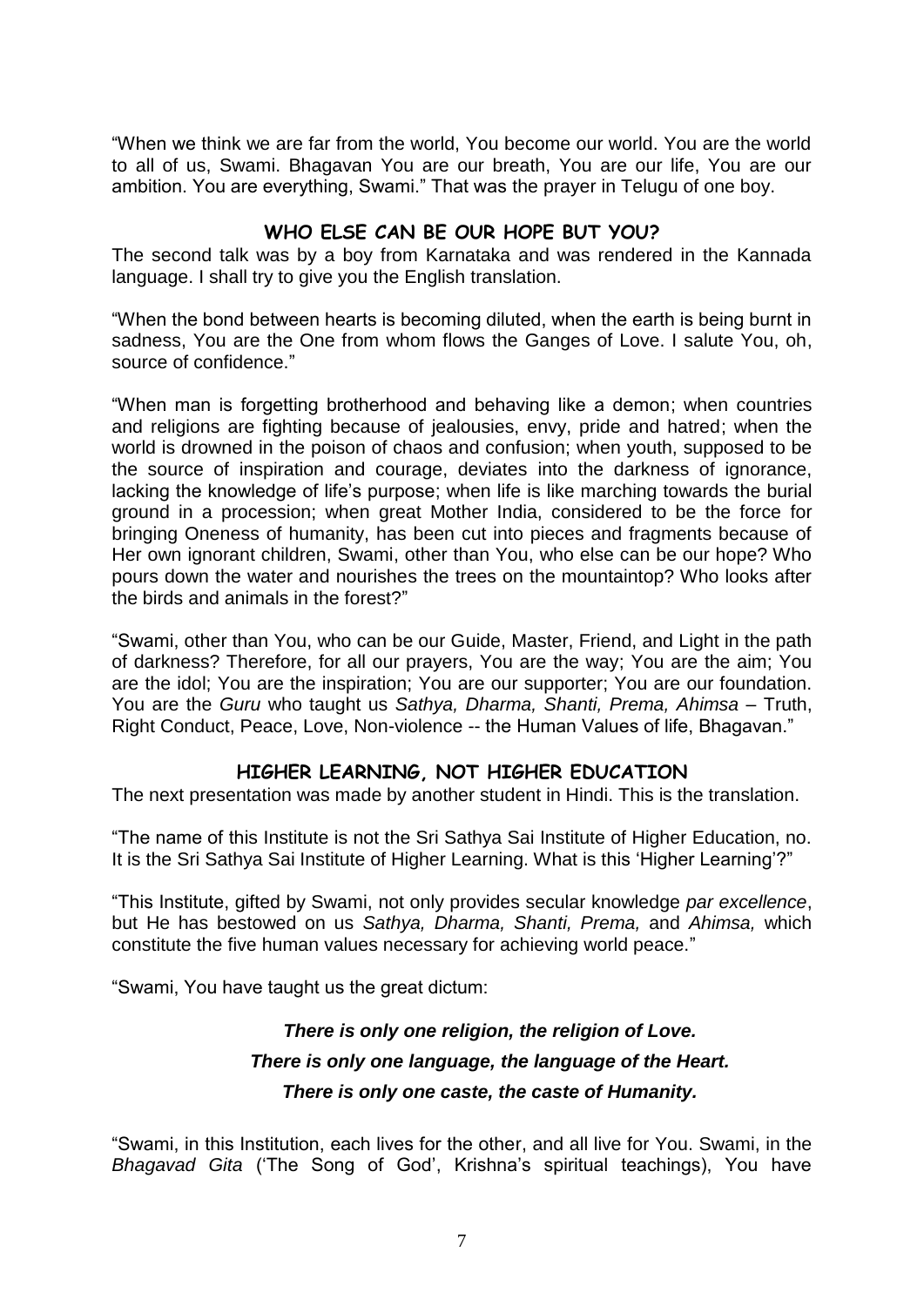"When we think we are far from the world, You become our world. You are the world to all of us, Swami. Bhagavan You are our breath, You are our life, You are our ambition. You are everything, Swami." That was the prayer in Telugu of one boy.

## WHO ELSE CAN BE OUR HOPE BUT YOU?

The second talk was by a boy from Karnataka and was rendered in the Kannada language. I shall try to give you the English translation.

"When the bond between hearts is becoming diluted, when the earth is being burnt in sadness, You are the One from whom flows the Ganges of Love. I salute You, oh, source of confidence."

"When man is forgetting brotherhood and behaving like a demon; when countries and religions are fighting because of jealousies, envy, pride and hatred; when the world is drowned in the poison of chaos and confusion; when youth, supposed to be the source of inspiration and courage, deviates into the darkness of ignorance, lacking the knowledge of life's purpose; when life is like marching towards the burial ground in a procession; when great Mother India, considered to be the force for bringing Oneness of humanity, has been cut into pieces and fragments because of Her own ignorant children, Swami, other than You, who else can be our hope? Who pours down the water and nourishes the trees on the mountaintop? Who looks after the birds and animals in the forest?"

"Swami, other than You, who can be our Guide, Master, Friend, and Light in the path of darkness? Therefore, for all our prayers, You are the way; You are the aim; You are the idol; You are the inspiration; You are our supporter; You are our foundation. You are the *Guru* who taught us *Sathya, Dharma, Shanti, Prema, Ahimsa* – Truth, Right Conduct, Peace, Love, Non-violence -- the Human Values of life, Bhagavan."

## HIGHER LEARNING, NOT HIGHER EDUCATION

The next presentation was made by another student in Hindi. This is the translation.

"The name of this Institute is not the Sri Sathya Sai Institute of Higher Education, no. It is the Sri Sathya Sai Institute of Higher Learning. What is this 'Higher Learning'?"

"This Institute, gifted by Swami, not only provides secular knowledge *par excellence*, but He has bestowed on us *Sathya, Dharma, Shanti, Prema,* and *Ahimsa,* which constitute the five human values necessary for achieving world peace."

"Swami, You have taught us the great dictum:

***There is only one religion, the religion of Love.***
***There is only one language, the language of the Heart.***
***There is only one caste, the caste of Humanity.***

"Swami, in this Institution, each lives for the other, and all live for You. Swami, in the *Bhagavad Gita* ('The Song of God', Krishna's spiritual teachings), You have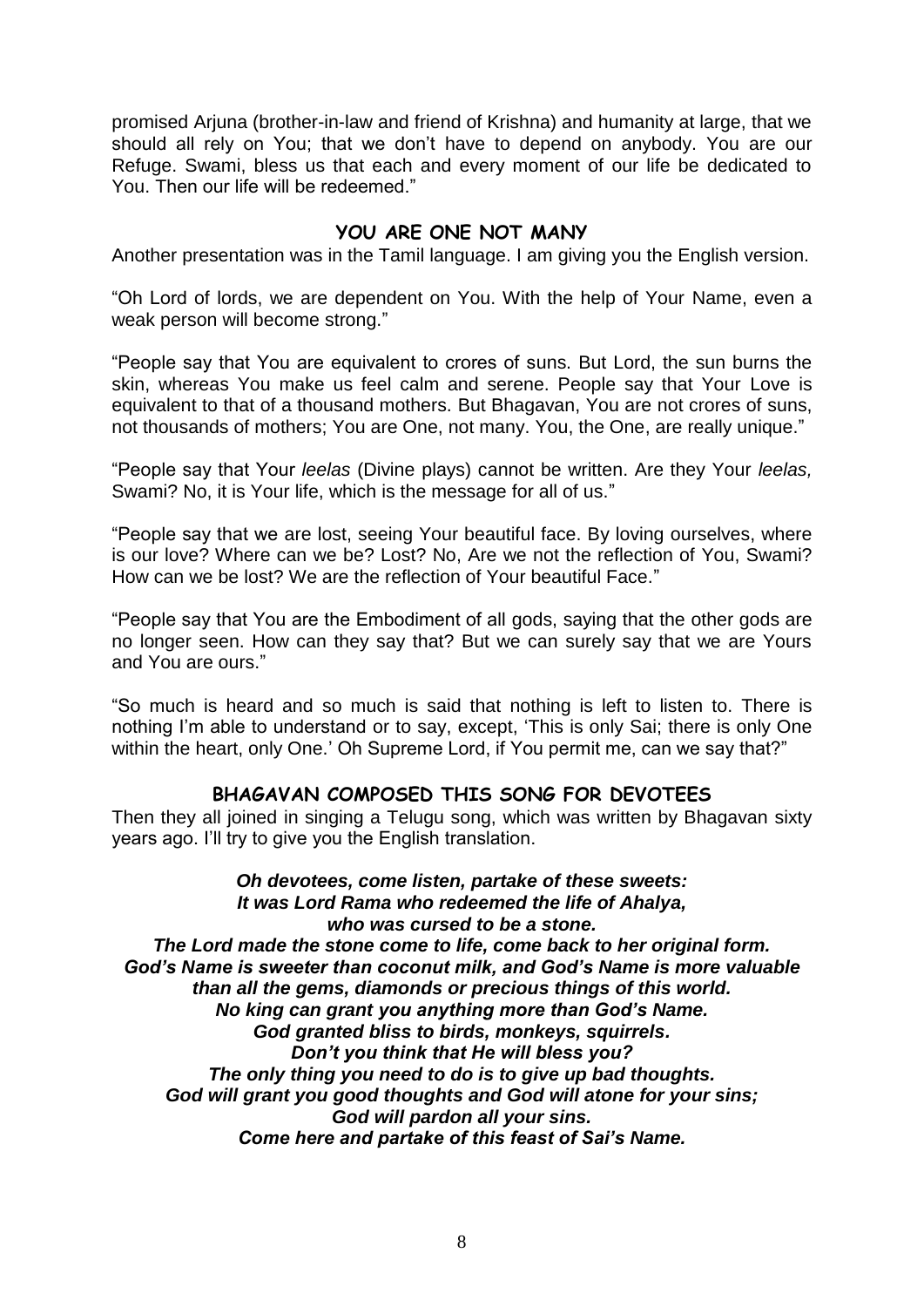promised Arjuna (brother-in-law and friend of Krishna) and humanity at large, that we should all rely on You; that we don't have to depend on anybody. You are our Refuge. Swami, bless us that each and every moment of our life be dedicated to You. Then our life will be redeemed."

## YOU ARE ONE NOT MANY

Another presentation was in the Tamil language. I am giving you the English version.

"Oh Lord of lords, we are dependent on You. With the help of Your Name, even a weak person will become strong."

"People say that You are equivalent to crores of suns. But Lord, the sun burns the skin, whereas You make us feel calm and serene. People say that Your Love is equivalent to that of a thousand mothers. But Bhagavan, You are not crores of suns, not thousands of mothers; You are One, not many. You, the One, are really unique."

"People say that Your *leelas* (Divine plays) cannot be written. Are they Your *leelas,* Swami? No, it is Your life, which is the message for all of us."

"People say that we are lost, seeing Your beautiful face. By loving ourselves, where is our love? Where can we be? Lost? No, Are we not the reflection of You, Swami? How can we be lost? We are the reflection of Your beautiful Face."

"People say that You are the Embodiment of all gods, saying that the other gods are no longer seen. How can they say that? But we can surely say that we are Yours and You are ours."

"So much is heard and so much is said that nothing is left to listen to. There is nothing I'm able to understand or to say, except, 'This is only Sai; there is only One within the heart, only One.' Oh Supreme Lord, if You permit me, can we say that?"

## BHAGAVAN COMPOSED THIS SONG FOR DEVOTEES

Then they all joined in singing a Telugu song, which was written by Bhagavan sixty years ago. I'll try to give you the English translation.

***Oh devotees, come listen, partake of these sweets:***
***It was Lord Rama who redeemed the life of Ahalya,***
***who was cursed to be a stone.***
***The Lord made the stone come to life, come back to her original form.***
***God's Name is sweeter than coconut milk, and God's Name is more valuable than all the gems, diamonds or precious things of this world.***
***No king can grant you anything more than God's Name.***
***God granted bliss to birds, monkeys, squirrels.***
***Don't you think that He will bless you?***
***The only thing you need to do is to give up bad thoughts.***
***God will grant you good thoughts and God will atone for your sins;***
***God will pardon all your sins.***
***Come here and partake of this feast of Sai's Name.***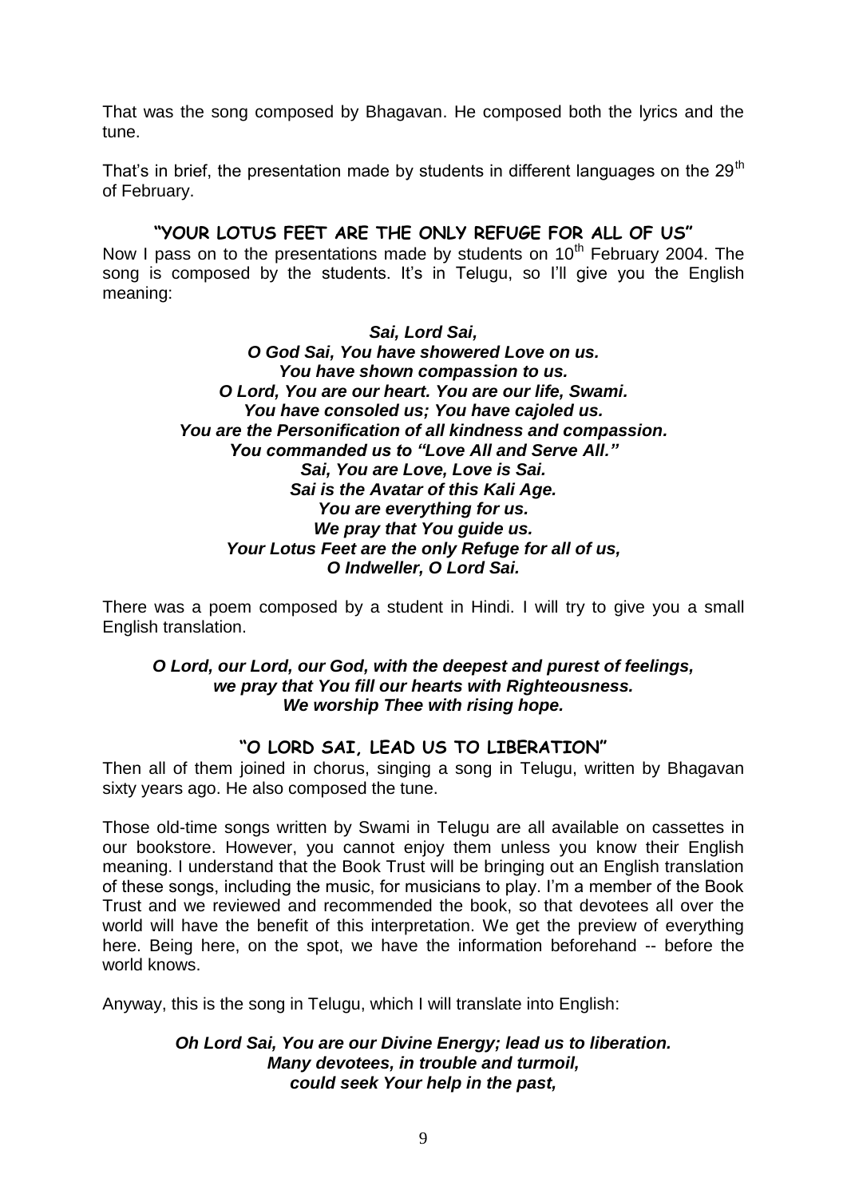That was the song composed by Bhagavan. He composed both the lyrics and the tune.

That's in brief, the presentation made by students in different languages on the 29th of February.

## "YOUR LOTUS FEET ARE THE ONLY REFUGE FOR ALL OF US"

Now I pass on to the presentations made by students on 10th February 2004. The song is composed by the students. It's in Telugu, so I'll give you the English meaning:

***Sai, Lord Sai,***
***O God Sai, You have showered Love on us.***
***You have shown compassion to us.***
***O Lord, You are our heart. You are our life, Swami.***
***You have consoled us; You have cajoled us.***
***You are the Personification of all kindness and compassion.***
***You commanded us to "Love All and Serve All."***
***Sai, You are Love, Love is Sai.***
***Sai is the Avatar of this Kali Age.***
***You are everything for us.***
***We pray that You guide us.***
***Your Lotus Feet are the only Refuge for all of us,***
***O Indweller, O Lord Sai.***

There was a poem composed by a student in Hindi. I will try to give you a small English translation.

***O Lord, our Lord, our God, with the deepest and purest of feelings,***
***we pray that You fill our hearts with Righteousness.***
***We worship Thee with rising hope.***

## "O LORD SAI, LEAD US TO LIBERATION"

Then all of them joined in chorus, singing a song in Telugu, written by Bhagavan sixty years ago. He also composed the tune.

Those old-time songs written by Swami in Telugu are all available on cassettes in our bookstore. However, you cannot enjoy them unless you know their English meaning. I understand that the Book Trust will be bringing out an English translation of these songs, including the music, for musicians to play. I'm a member of the Book Trust and we reviewed and recommended the book, so that devotees all over the world will have the benefit of this interpretation. We get the preview of everything here. Being here, on the spot, we have the information beforehand -- before the world knows.

Anyway, this is the song in Telugu, which I will translate into English:

***Oh Lord Sai, You are our Divine Energy; lead us to liberation.***
***Many devotees, in trouble and turmoil,***
***could seek Your help in the past,***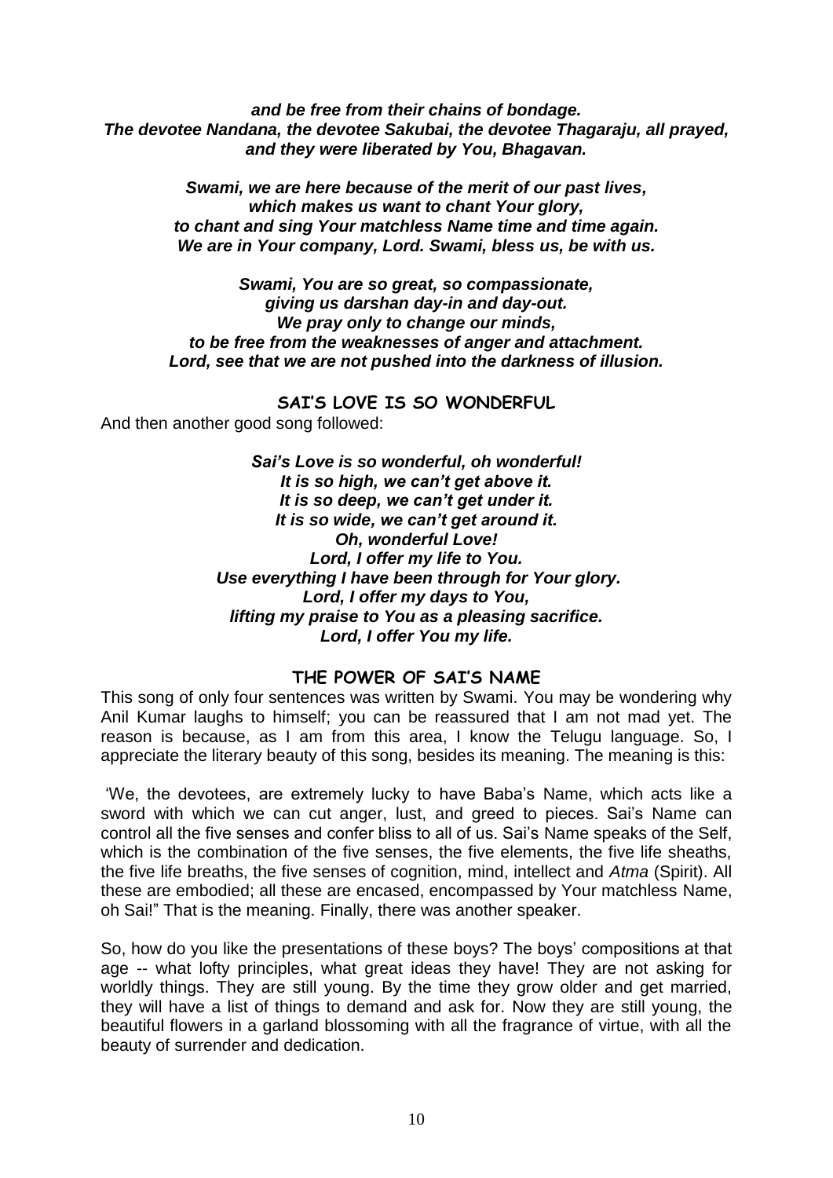*and be free from their chains of bondage.*
*The devotee Nandana, the devotee Sakubai, the devotee Thagaraju, all prayed,*
*and they were liberated by You, Bhagavan.*

*Swami, we are here because of the merit of our past lives,*
*which makes us want to chant Your glory,*
*to chant and sing Your matchless Name time and time again.*
*We are in Your company, Lord. Swami, bless us, be with us.*

*Swami, You are so great, so compassionate,*
*giving us darshan day-in and day-out.*
*We pray only to change our minds,*
*to be free from the weaknesses of anger and attachment.*
*Lord, see that we are not pushed into the darkness of illusion.*

## SAI'S LOVE IS SO WONDERFUL

And then another good song followed:

*Sai's Love is so wonderful, oh wonderful!*
*It is so high, we can't get above it.*
*It is so deep, we can't get under it.*
*It is so wide, we can't get around it.*
*Oh, wonderful Love!*
*Lord, I offer my life to You.*
*Use everything I have been through for Your glory.*
*Lord, I offer my days to You,*
*lifting my praise to You as a pleasing sacrifice.*
*Lord, I offer You my life.*

## THE POWER OF SAI'S NAME

This song of only four sentences was written by Swami. You may be wondering why Anil Kumar laughs to himself; you can be reassured that I am not mad yet. The reason is because, as I am from this area, I know the Telugu language. So, I appreciate the literary beauty of this song, besides its meaning. The meaning is this:

'We, the devotees, are extremely lucky to have Baba's Name, which acts like a sword with which we can cut anger, lust, and greed to pieces. Sai's Name can control all the five senses and confer bliss to all of us. Sai's Name speaks of the Self, which is the combination of the five senses, the five elements, the five life sheaths, the five life breaths, the five senses of cognition, mind, intellect and *Atma* (Spirit). All these are embodied; all these are encased, encompassed by Your matchless Name, oh Sai!" That is the meaning. Finally, there was another speaker.

So, how do you like the presentations of these boys? The boys' compositions at that age -- what lofty principles, what great ideas they have! They are not asking for worldly things. They are still young. By the time they grow older and get married, they will have a list of things to demand and ask for. Now they are still young, the beautiful flowers in a garland blossoming with all the fragrance of virtue, with all the beauty of surrender and dedication.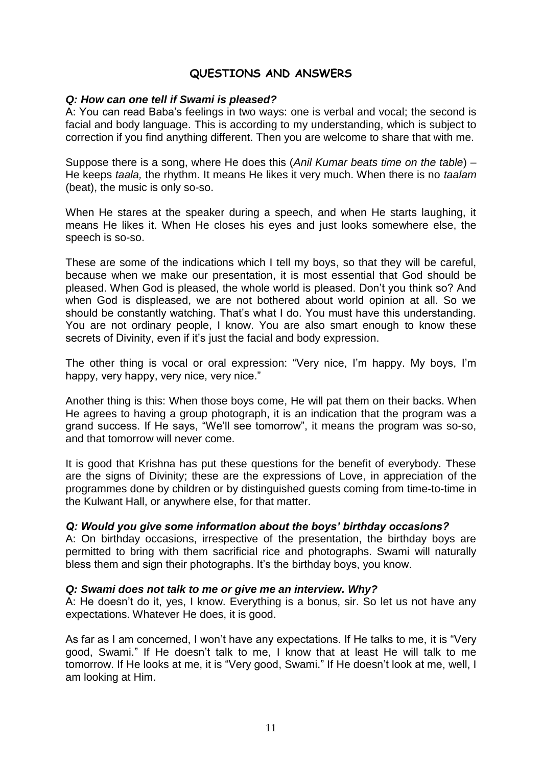## QUESTIONS AND ANSWERS

***Q: How can one tell if Swami is pleased?***

A: You can read Baba's feelings in two ways: one is verbal and vocal; the second is facial and body language. This is according to my understanding, which is subject to correction if you find anything different. Then you are welcome to share that with me.

Suppose there is a song, where He does this (*Anil Kumar beats time on the table*) – He keeps *taala,* the rhythm. It means He likes it very much. When there is no *taalam* (beat), the music is only so-so.

When He stares at the speaker during a speech, and when He starts laughing, it means He likes it. When He closes his eyes and just looks somewhere else, the speech is so-so.

These are some of the indications which I tell my boys, so that they will be careful, because when we make our presentation, it is most essential that God should be pleased. When God is pleased, the whole world is pleased. Don't you think so? And when God is displeased, we are not bothered about world opinion at all. So we should be constantly watching. That's what I do. You must have this understanding. You are not ordinary people, I know. You are also smart enough to know these secrets of Divinity, even if it's just the facial and body expression.

The other thing is vocal or oral expression: "Very nice, I'm happy. My boys, I'm happy, very happy, very nice, very nice."

Another thing is this: When those boys come, He will pat them on their backs. When He agrees to having a group photograph, it is an indication that the program was a grand success. If He says, "We'll see tomorrow", it means the program was so-so, and that tomorrow will never come.

It is good that Krishna has put these questions for the benefit of everybody. These are the signs of Divinity; these are the expressions of Love, in appreciation of the programmes done by children or by distinguished guests coming from time-to-time in the Kulwant Hall, or anywhere else, for that matter.

***Q: Would you give some information about the boys' birthday occasions?***

A: On birthday occasions, irrespective of the presentation, the birthday boys are permitted to bring with them sacrificial rice and photographs. Swami will naturally bless them and sign their photographs. It's the birthday boys, you know.

***Q: Swami does not talk to me or give me an interview. Why?***

A: He doesn't do it, yes, I know. Everything is a bonus, sir. So let us not have any expectations. Whatever He does, it is good.

As far as I am concerned, I won't have any expectations. If He talks to me, it is "Very good, Swami." If He doesn't talk to me, I know that at least He will talk to me tomorrow. If He looks at me, it is "Very good, Swami." If He doesn't look at me, well, I am looking at Him.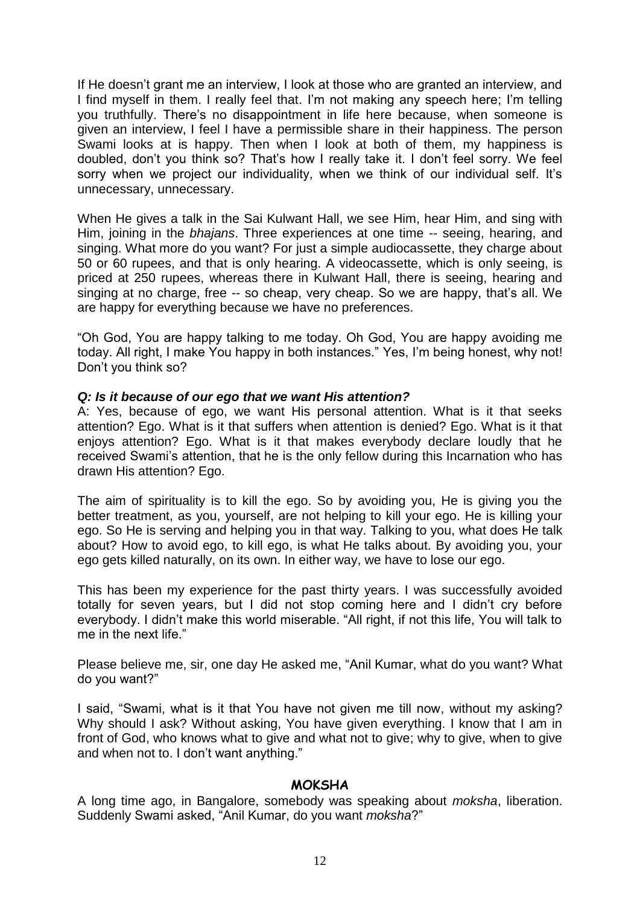If He doesn't grant me an interview, I look at those who are granted an interview, and I find myself in them. I really feel that. I'm not making any speech here; I'm telling you truthfully. There's no disappointment in life here because, when someone is given an interview, I feel I have a permissible share in their happiness. The person Swami looks at is happy. Then when I look at both of them, my happiness is doubled, don't you think so? That's how I really take it. I don't feel sorry. We feel sorry when we project our individuality, when we think of our individual self. It's unnecessary, unnecessary.

When He gives a talk in the Sai Kulwant Hall, we see Him, hear Him, and sing with Him, joining in the *bhajans*. Three experiences at one time -- seeing, hearing, and singing. What more do you want? For just a simple audiocassette, they charge about 50 or 60 rupees, and that is only hearing. A videocassette, which is only seeing, is priced at 250 rupees, whereas there in Kulwant Hall, there is seeing, hearing and singing at no charge, free -- so cheap, very cheap. So we are happy, that's all. We are happy for everything because we have no preferences.

"Oh God, You are happy talking to me today. Oh God, You are happy avoiding me today. All right, I make You happy in both instances." Yes, I'm being honest, why not! Don't you think so?

***Q: Is it because of our ego that we want His attention?***

A: Yes, because of ego, we want His personal attention. What is it that seeks attention? Ego. What is it that suffers when attention is denied? Ego. What is it that enjoys attention? Ego. What is it that makes everybody declare loudly that he received Swami's attention, that he is the only fellow during this Incarnation who has drawn His attention? Ego.

The aim of spirituality is to kill the ego. So by avoiding you, He is giving you the better treatment, as you, yourself, are not helping to kill your ego. He is killing your ego. So He is serving and helping you in that way. Talking to you, what does He talk about? How to avoid ego, to kill ego, is what He talks about. By avoiding you, your ego gets killed naturally, on its own. In either way, we have to lose our ego.

This has been my experience for the past thirty years. I was successfully avoided totally for seven years, but I did not stop coming here and I didn't cry before everybody. I didn't make this world miserable. "All right, if not this life, You will talk to me in the next life."

Please believe me, sir, one day He asked me, "Anil Kumar, what do you want? What do you want?"

I said, "Swami, what is it that You have not given me till now, without my asking? Why should I ask? Without asking, You have given everything. I know that I am in front of God, who knows what to give and what not to give; why to give, when to give and when not to. I don't want anything."

## MOKSHA

A long time ago, in Bangalore, somebody was speaking about *moksha*, liberation. Suddenly Swami asked, "Anil Kumar, do you want *moksha*?"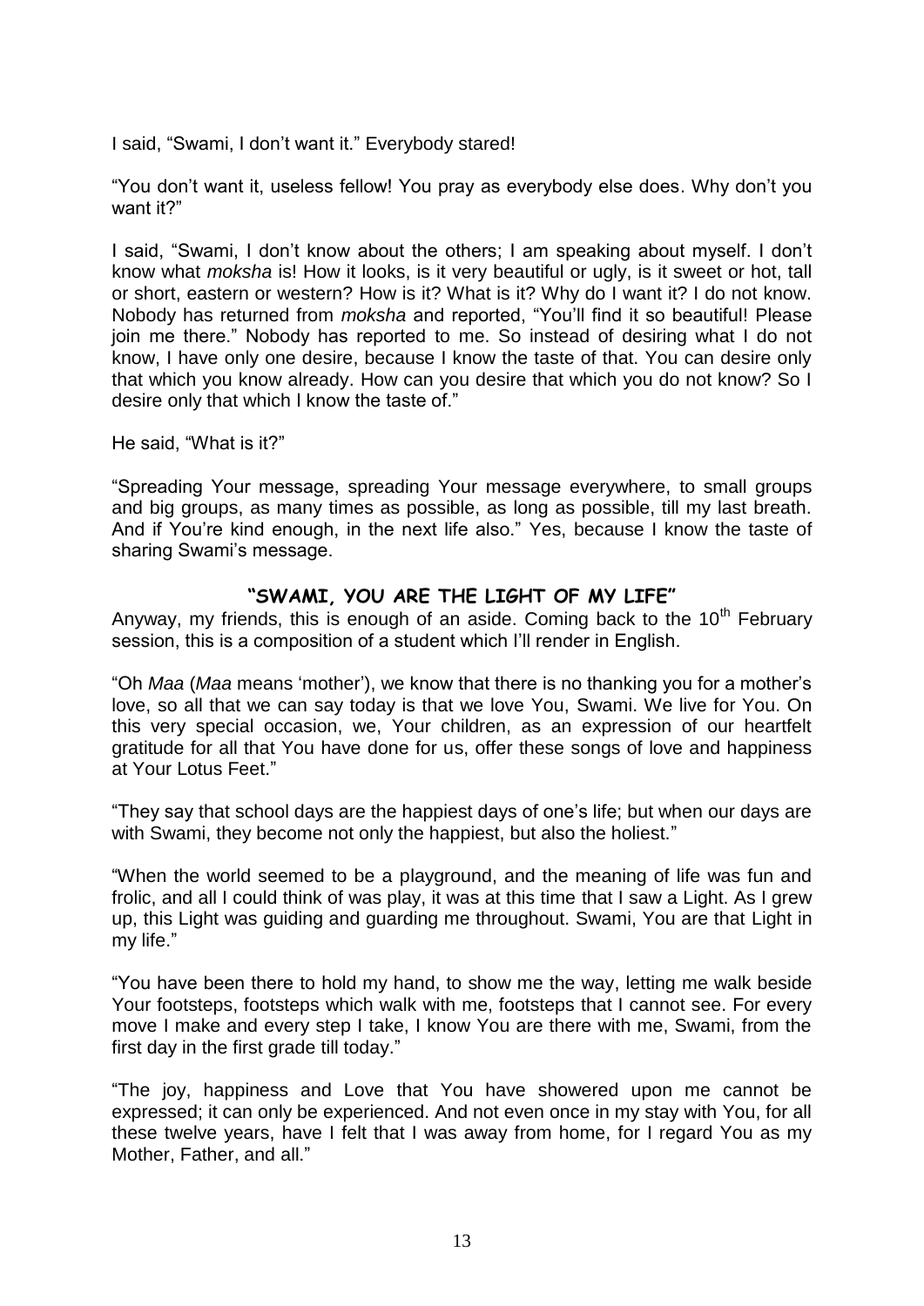I said, "Swami, I don't want it." Everybody stared!

"You don't want it, useless fellow! You pray as everybody else does. Why don't you want it?"

I said, "Swami, I don't know about the others; I am speaking about myself. I don't know what *moksha* is! How it looks, is it very beautiful or ugly, is it sweet or hot, tall or short, eastern or western? How is it? What is it? Why do I want it? I do not know. Nobody has returned from *moksha* and reported, "You'll find it so beautiful! Please join me there." Nobody has reported to me. So instead of desiring what I do not know, I have only one desire, because I know the taste of that. You can desire only that which you know already. How can you desire that which you do not know? So I desire only that which I know the taste of."

He said, "What is it?"

"Spreading Your message, spreading Your message everywhere, to small groups and big groups, as many times as possible, as long as possible, till my last breath. And if You're kind enough, in the next life also." Yes, because I know the taste of sharing Swami's message.

## "SWAMI, YOU ARE THE LIGHT OF MY LIFE"

Anyway, my friends, this is enough of an aside. Coming back to the 10th February session, this is a composition of a student which I'll render in English.

"Oh *Maa* (*Maa* means 'mother'), we know that there is no thanking you for a mother's love, so all that we can say today is that we love You, Swami. We live for You. On this very special occasion, we, Your children, as an expression of our heartfelt gratitude for all that You have done for us, offer these songs of love and happiness at Your Lotus Feet."

"They say that school days are the happiest days of one's life; but when our days are with Swami, they become not only the happiest, but also the holiest."

"When the world seemed to be a playground, and the meaning of life was fun and frolic, and all I could think of was play, it was at this time that I saw a Light. As I grew up, this Light was guiding and guarding me throughout. Swami, You are that Light in my life."

"You have been there to hold my hand, to show me the way, letting me walk beside Your footsteps, footsteps which walk with me, footsteps that I cannot see. For every move I make and every step I take, I know You are there with me, Swami, from the first day in the first grade till today."

"The joy, happiness and Love that You have showered upon me cannot be expressed; it can only be experienced. And not even once in my stay with You, for all these twelve years, have I felt that I was away from home, for I regard You as my Mother, Father, and all."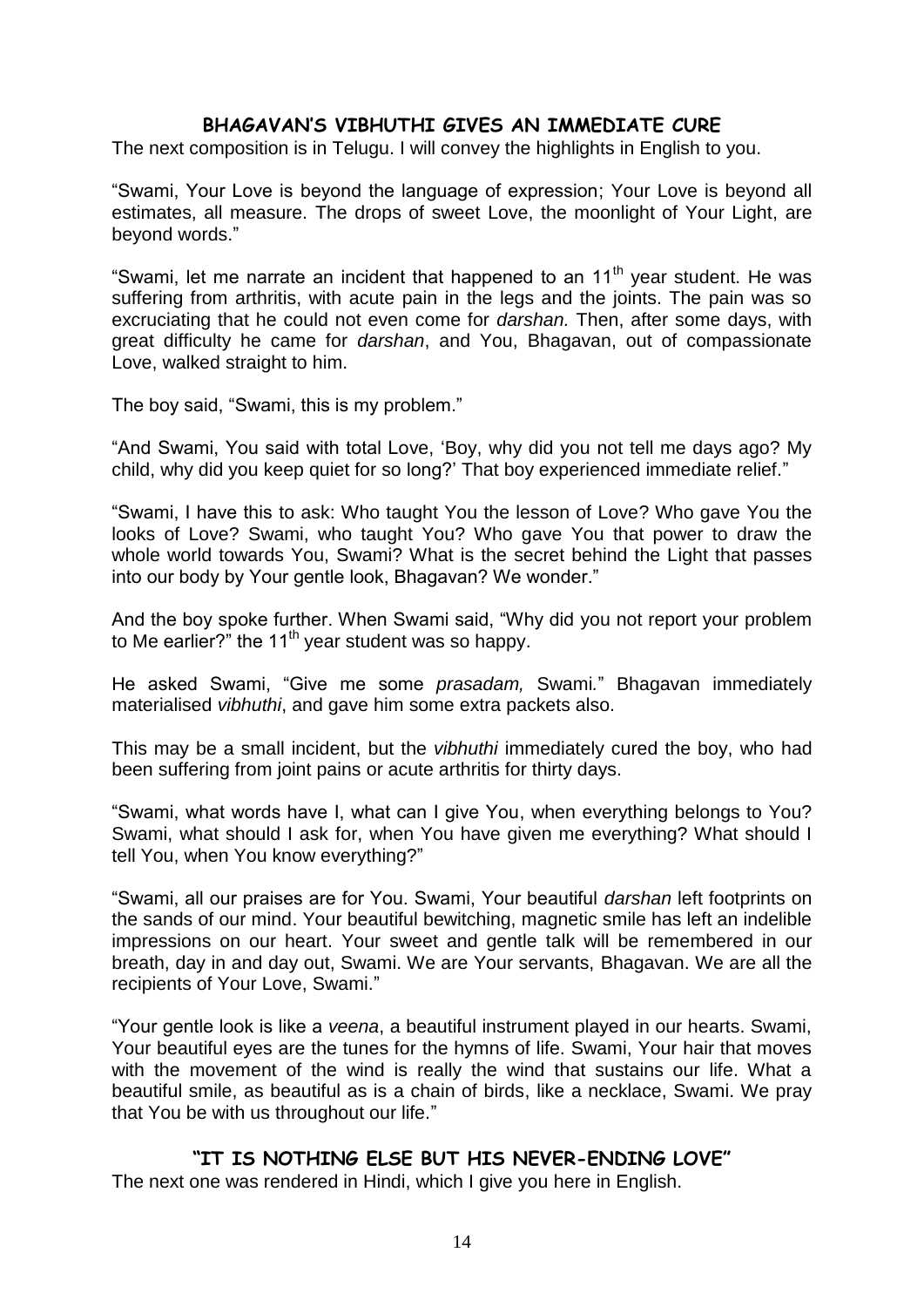## BHAGAVAN'S VIBHUTHI GIVES AN IMMEDIATE CURE

The next composition is in Telugu. I will convey the highlights in English to you.

"Swami, Your Love is beyond the language of expression; Your Love is beyond all estimates, all measure. The drops of sweet Love, the moonlight of Your Light, are beyond words."

"Swami, let me narrate an incident that happened to an 11th year student. He was suffering from arthritis, with acute pain in the legs and the joints. The pain was so excruciating that he could not even come for *darshan.* Then, after some days, with great difficulty he came for *darshan*, and You, Bhagavan, out of compassionate Love, walked straight to him.

The boy said, "Swami, this is my problem."

"And Swami, You said with total Love, 'Boy, why did you not tell me days ago? My child, why did you keep quiet for so long?' That boy experienced immediate relief."

"Swami, I have this to ask: Who taught You the lesson of Love? Who gave You the looks of Love? Swami, who taught You? Who gave You that power to draw the whole world towards You, Swami? What is the secret behind the Light that passes into our body by Your gentle look, Bhagavan? We wonder."

And the boy spoke further. When Swami said, "Why did you not report your problem to Me earlier?" the 11th year student was so happy.

He asked Swami, "Give me some *prasadam,* Swami." Bhagavan immediately materialised *vibhuthi*, and gave him some extra packets also.

This may be a small incident, but the *vibhuthi* immediately cured the boy, who had been suffering from joint pains or acute arthritis for thirty days.

"Swami, what words have I, what can I give You, when everything belongs to You? Swami, what should I ask for, when You have given me everything? What should I tell You, when You know everything?"

"Swami, all our praises are for You. Swami, Your beautiful *darshan* left footprints on the sands of our mind. Your beautiful bewitching, magnetic smile has left an indelible impressions on our heart. Your sweet and gentle talk will be remembered in our breath, day in and day out, Swami. We are Your servants, Bhagavan. We are all the recipients of Your Love, Swami."

"Your gentle look is like a *veena*, a beautiful instrument played in our hearts. Swami, Your beautiful eyes are the tunes for the hymns of life. Swami, Your hair that moves with the movement of the wind is really the wind that sustains our life. What a beautiful smile, as beautiful as is a chain of birds, like a necklace, Swami. We pray that You be with us throughout our life."

## "IT IS NOTHING ELSE BUT HIS NEVER-ENDING LOVE"

The next one was rendered in Hindi, which I give you here in English.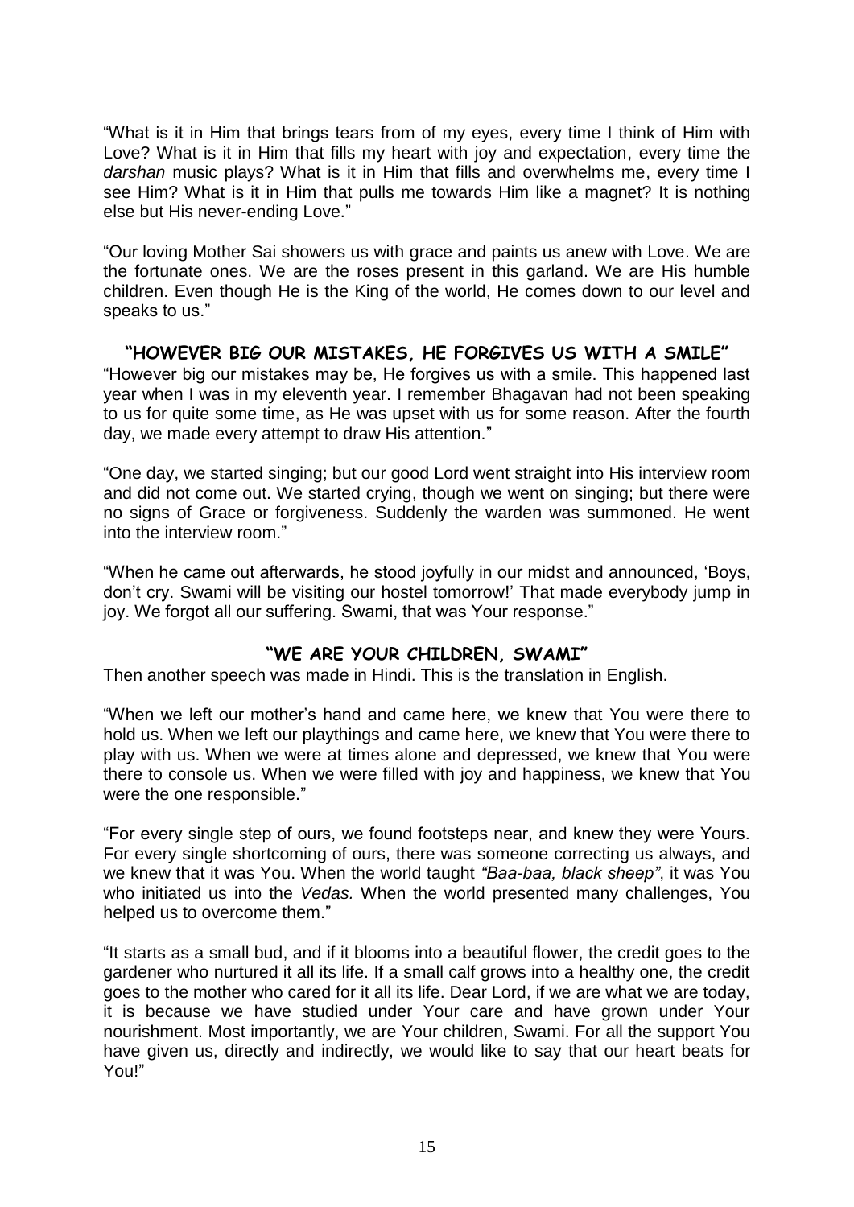"What is it in Him that brings tears from of my eyes, every time I think of Him with Love? What is it in Him that fills my heart with joy and expectation, every time the *darshan* music plays? What is it in Him that fills and overwhelms me, every time I see Him? What is it in Him that pulls me towards Him like a magnet? It is nothing else but His never-ending Love."

"Our loving Mother Sai showers us with grace and paints us anew with Love. We are the fortunate ones. We are the roses present in this garland. We are His humble children. Even though He is the King of the world, He comes down to our level and speaks to us."

### "HOWEVER BIG OUR MISTAKES, HE FORGIVES US WITH A SMILE"

"However big our mistakes may be, He forgives us with a smile. This happened last year when I was in my eleventh year. I remember Bhagavan had not been speaking to us for quite some time, as He was upset with us for some reason. After the fourth day, we made every attempt to draw His attention."

"One day, we started singing; but our good Lord went straight into His interview room and did not come out. We started crying, though we went on singing; but there were no signs of Grace or forgiveness. Suddenly the warden was summoned. He went into the interview room."

"When he came out afterwards, he stood joyfully in our midst and announced, 'Boys, don't cry. Swami will be visiting our hostel tomorrow!' That made everybody jump in joy. We forgot all our suffering. Swami, that was Your response."

### "WE ARE YOUR CHILDREN, SWAMI"

Then another speech was made in Hindi. This is the translation in English.

"When we left our mother's hand and came here, we knew that You were there to hold us. When we left our playthings and came here, we knew that You were there to play with us. When we were at times alone and depressed, we knew that You were there to console us. When we were filled with joy and happiness, we knew that You were the one responsible."

"For every single step of ours, we found footsteps near, and knew they were Yours. For every single shortcoming of ours, there was someone correcting us always, and we knew that it was You. When the world taught *"Baa-baa, black sheep"*, it was You who initiated us into the *Vedas.* When the world presented many challenges, You helped us to overcome them."

"It starts as a small bud, and if it blooms into a beautiful flower, the credit goes to the gardener who nurtured it all its life. If a small calf grows into a healthy one, the credit goes to the mother who cared for it all its life. Dear Lord, if we are what we are today, it is because we have studied under Your care and have grown under Your nourishment. Most importantly, we are Your children, Swami. For all the support You have given us, directly and indirectly, we would like to say that our heart beats for You!"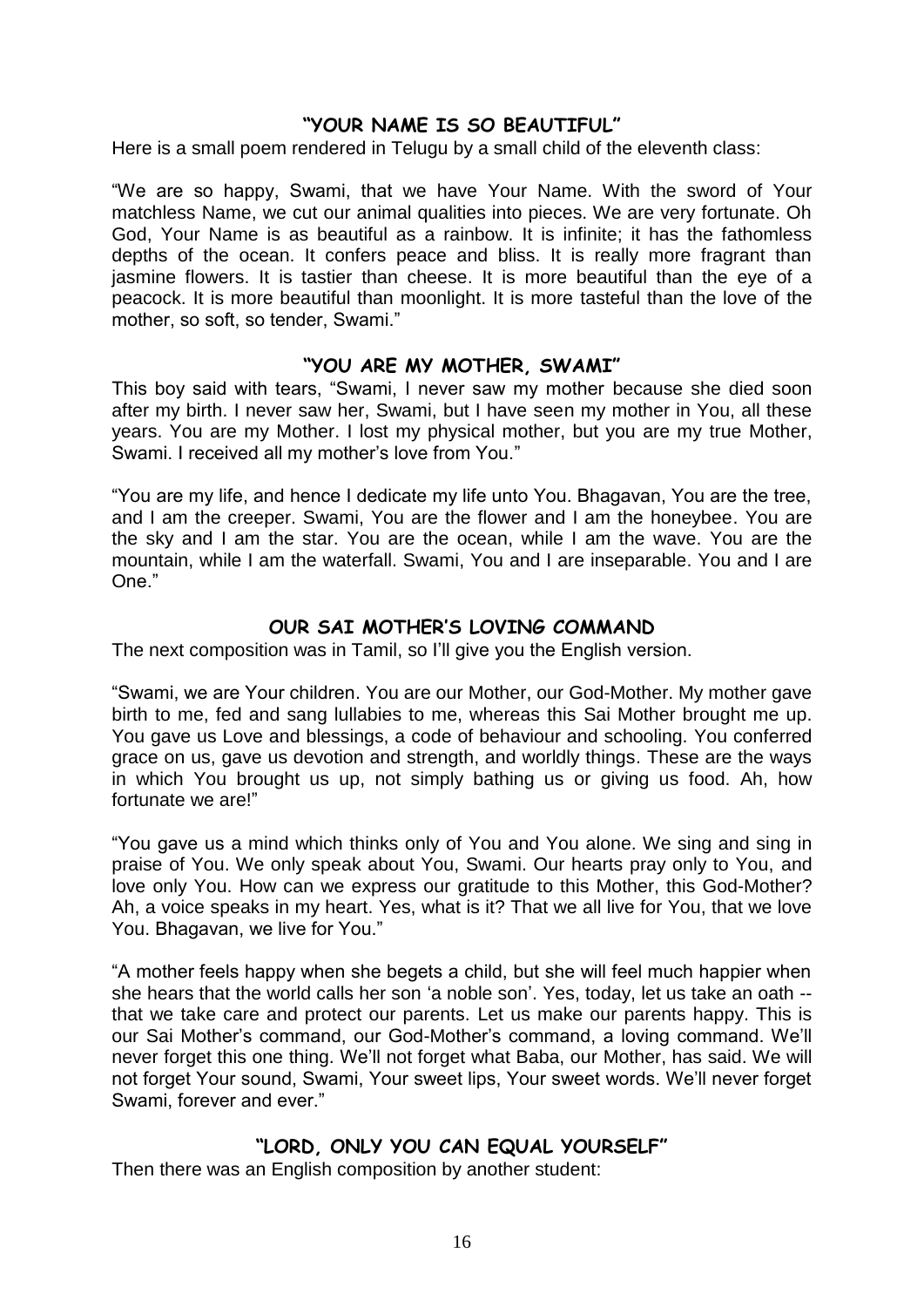### "YOUR NAME IS SO BEAUTIFUL"

Here is a small poem rendered in Telugu by a small child of the eleventh class:

"We are so happy, Swami, that we have Your Name. With the sword of Your matchless Name, we cut our animal qualities into pieces. We are very fortunate. Oh God, Your Name is as beautiful as a rainbow. It is infinite; it has the fathomless depths of the ocean. It confers peace and bliss. It is really more fragrant than jasmine flowers. It is tastier than cheese. It is more beautiful than the eye of a peacock. It is more beautiful than moonlight. It is more tasteful than the love of the mother, so soft, so tender, Swami."

### "YOU ARE MY MOTHER, SWAMI"

This boy said with tears, "Swami, I never saw my mother because she died soon after my birth. I never saw her, Swami, but I have seen my mother in You, all these years. You are my Mother. I lost my physical mother, but you are my true Mother, Swami. I received all my mother's love from You."

"You are my life, and hence I dedicate my life unto You. Bhagavan, You are the tree, and I am the creeper. Swami, You are the flower and I am the honeybee. You are the sky and I am the star. You are the ocean, while I am the wave. You are the mountain, while I am the waterfall. Swami, You and I are inseparable. You and I are One."

### OUR SAI MOTHER'S LOVING COMMAND

The next composition was in Tamil, so I'll give you the English version.

"Swami, we are Your children. You are our Mother, our God-Mother. My mother gave birth to me, fed and sang lullabies to me, whereas this Sai Mother brought me up. You gave us Love and blessings, a code of behaviour and schooling. You conferred grace on us, gave us devotion and strength, and worldly things. These are the ways in which You brought us up, not simply bathing us or giving us food. Ah, how fortunate we are!"

"You gave us a mind which thinks only of You and You alone. We sing and sing in praise of You. We only speak about You, Swami. Our hearts pray only to You, and love only You. How can we express our gratitude to this Mother, this God-Mother? Ah, a voice speaks in my heart. Yes, what is it? That we all live for You, that we love You. Bhagavan, we live for You."

"A mother feels happy when she begets a child, but she will feel much happier when she hears that the world calls her son 'a noble son'. Yes, today, let us take an oath -- that we take care and protect our parents. Let us make our parents happy. This is our Sai Mother's command, our God-Mother's command, a loving command. We'll never forget this one thing. We'll not forget what Baba, our Mother, has said. We will not forget Your sound, Swami, Your sweet lips, Your sweet words. We'll never forget Swami, forever and ever."

### "LORD, ONLY YOU CAN EQUAL YOURSELF"

Then there was an English composition by another student: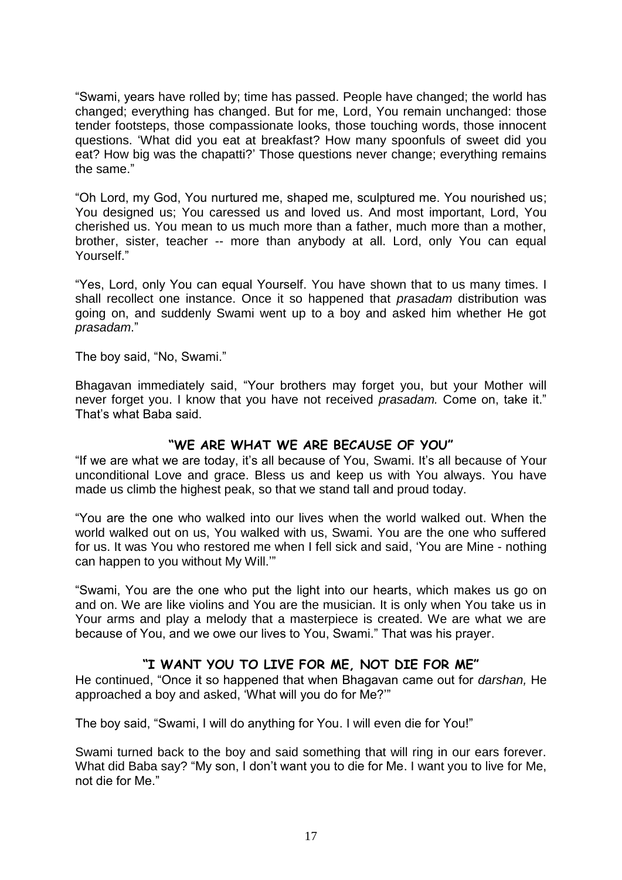"Swami, years have rolled by; time has passed. People have changed; the world has changed; everything has changed. But for me, Lord, You remain unchanged: those tender footsteps, those compassionate looks, those touching words, those innocent questions. 'What did you eat at breakfast? How many spoonfuls of sweet did you eat? How big was the chapatti?' Those questions never change; everything remains the same."

"Oh Lord, my God, You nurtured me, shaped me, sculptured me. You nourished us; You designed us; You caressed us and loved us. And most important, Lord, You cherished us. You mean to us much more than a father, much more than a mother, brother, sister, teacher -- more than anybody at all. Lord, only You can equal Yourself."

"Yes, Lord, only You can equal Yourself. You have shown that to us many times. I shall recollect one instance. Once it so happened that *prasadam* distribution was going on, and suddenly Swami went up to a boy and asked him whether He got *prasadam*."

The boy said, "No, Swami."

Bhagavan immediately said, "Your brothers may forget you, but your Mother will never forget you. I know that you have not received *prasadam.* Come on, take it." That's what Baba said.

## "WE ARE WHAT WE ARE BECAUSE OF YOU"

"If we are what we are today, it's all because of You, Swami. It's all because of Your unconditional Love and grace. Bless us and keep us with You always. You have made us climb the highest peak, so that we stand tall and proud today.

"You are the one who walked into our lives when the world walked out. When the world walked out on us, You walked with us, Swami. You are the one who suffered for us. It was You who restored me when I fell sick and said, 'You are Mine - nothing can happen to you without My Will.'"

"Swami, You are the one who put the light into our hearts, which makes us go on and on. We are like violins and You are the musician. It is only when You take us in Your arms and play a melody that a masterpiece is created. We are what we are because of You, and we owe our lives to You, Swami." That was his prayer.

## "I WANT YOU TO LIVE FOR ME, NOT DIE FOR ME"

He continued, "Once it so happened that when Bhagavan came out for *darshan,* He approached a boy and asked, 'What will you do for Me?'"

The boy said, "Swami, I will do anything for You. I will even die for You!"

Swami turned back to the boy and said something that will ring in our ears forever. What did Baba say? "My son, I don't want you to die for Me. I want you to live for Me, not die for Me."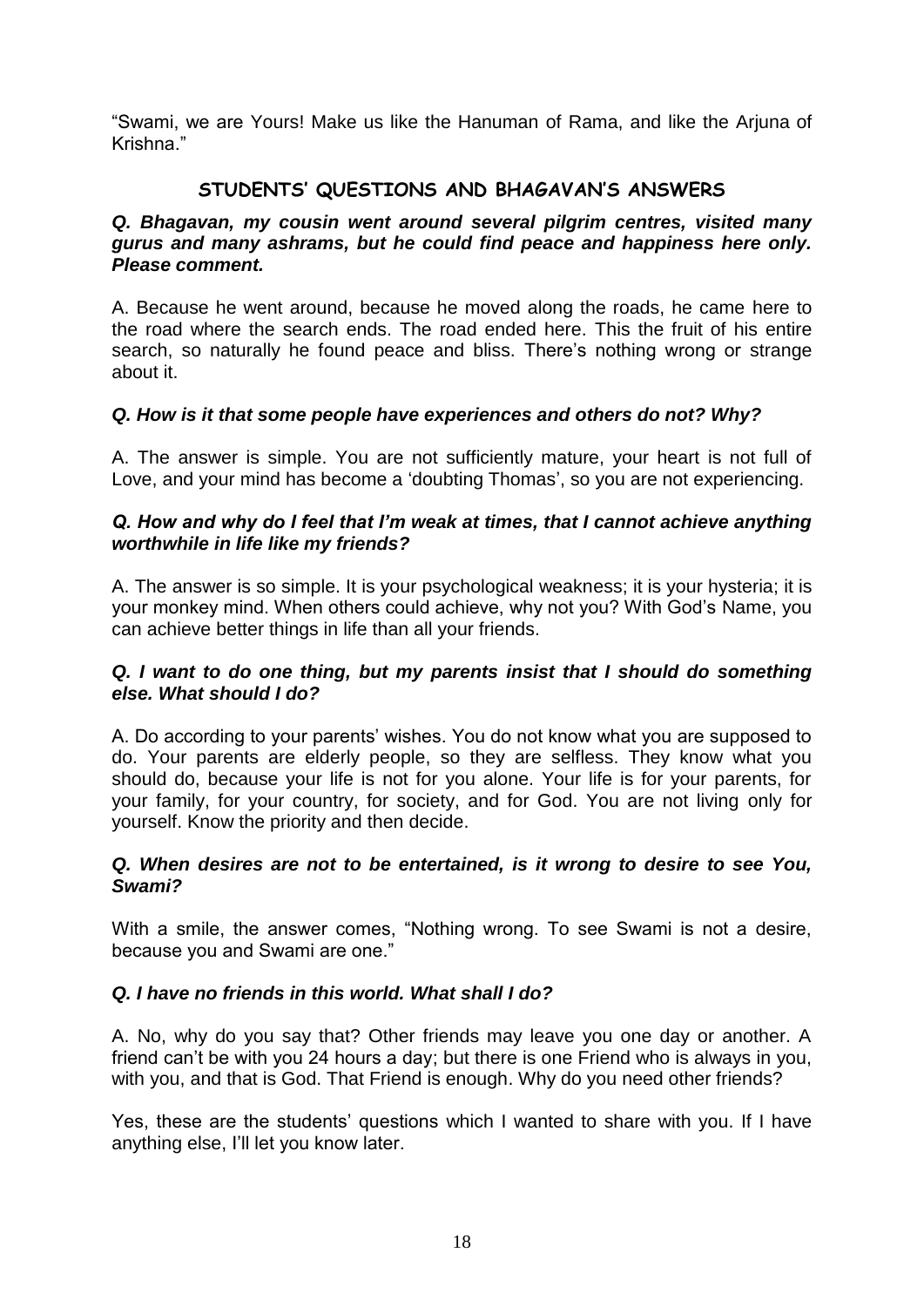"Swami, we are Yours! Make us like the Hanuman of Rama, and like the Arjuna of Krishna."

## STUDENTS' QUESTIONS AND BHAGAVAN'S ANSWERS

***Q. Bhagavan, my cousin went around several pilgrim centres, visited many gurus and many ashrams, but he could find peace and happiness here only. Please comment.***

A. Because he went around, because he moved along the roads, he came here to the road where the search ends. The road ended here. This the fruit of his entire search, so naturally he found peace and bliss. There's nothing wrong or strange about it.

***Q. How is it that some people have experiences and others do not? Why?***

A. The answer is simple. You are not sufficiently mature, your heart is not full of Love, and your mind has become a 'doubting Thomas', so you are not experiencing.

***Q. How and why do I feel that I'm weak at times, that I cannot achieve anything worthwhile in life like my friends?***

A. The answer is so simple. It is your psychological weakness; it is your hysteria; it is your monkey mind. When others could achieve, why not you? With God's Name, you can achieve better things in life than all your friends.

***Q. I want to do one thing, but my parents insist that I should do something else. What should I do?***

A. Do according to your parents' wishes. You do not know what you are supposed to do. Your parents are elderly people, so they are selfless. They know what you should do, because your life is not for you alone. Your life is for your parents, for your family, for your country, for society, and for God. You are not living only for yourself. Know the priority and then decide.

***Q. When desires are not to be entertained, is it wrong to desire to see You, Swami?***

With a smile, the answer comes, "Nothing wrong. To see Swami is not a desire, because you and Swami are one."

***Q. I have no friends in this world. What shall I do?***

A. No, why do you say that? Other friends may leave you one day or another. A friend can't be with you 24 hours a day; but there is one Friend who is always in you, with you, and that is God. That Friend is enough. Why do you need other friends?

Yes, these are the students' questions which I wanted to share with you. If I have anything else, I'll let you know later.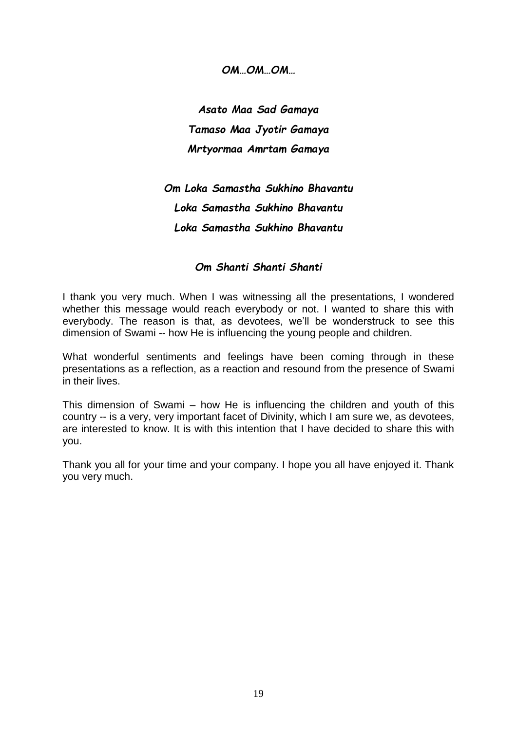***OM…OM…OM…***

***Asato Maa Sad Gamaya***

***Tamaso Maa Jyotir Gamaya***

***Mrtyormaa Amrtam Gamaya***

***Om Loka Samastha Sukhino Bhavantu***

***Loka Samastha Sukhino Bhavantu***

***Loka Samastha Sukhino Bhavantu***

***Om Shanti Shanti Shanti***

I thank you very much. When I was witnessing all the presentations, I wondered whether this message would reach everybody or not. I wanted to share this with everybody. The reason is that, as devotees, we'll be wonderstruck to see this dimension of Swami -- how He is influencing the young people and children.

What wonderful sentiments and feelings have been coming through in these presentations as a reflection, as a reaction and resound from the presence of Swami in their lives.

This dimension of Swami – how He is influencing the children and youth of this country -- is a very, very important facet of Divinity, which I am sure we, as devotees, are interested to know. It is with this intention that I have decided to share this with you.

Thank you all for your time and your company. I hope you all have enjoyed it. Thank you very much.